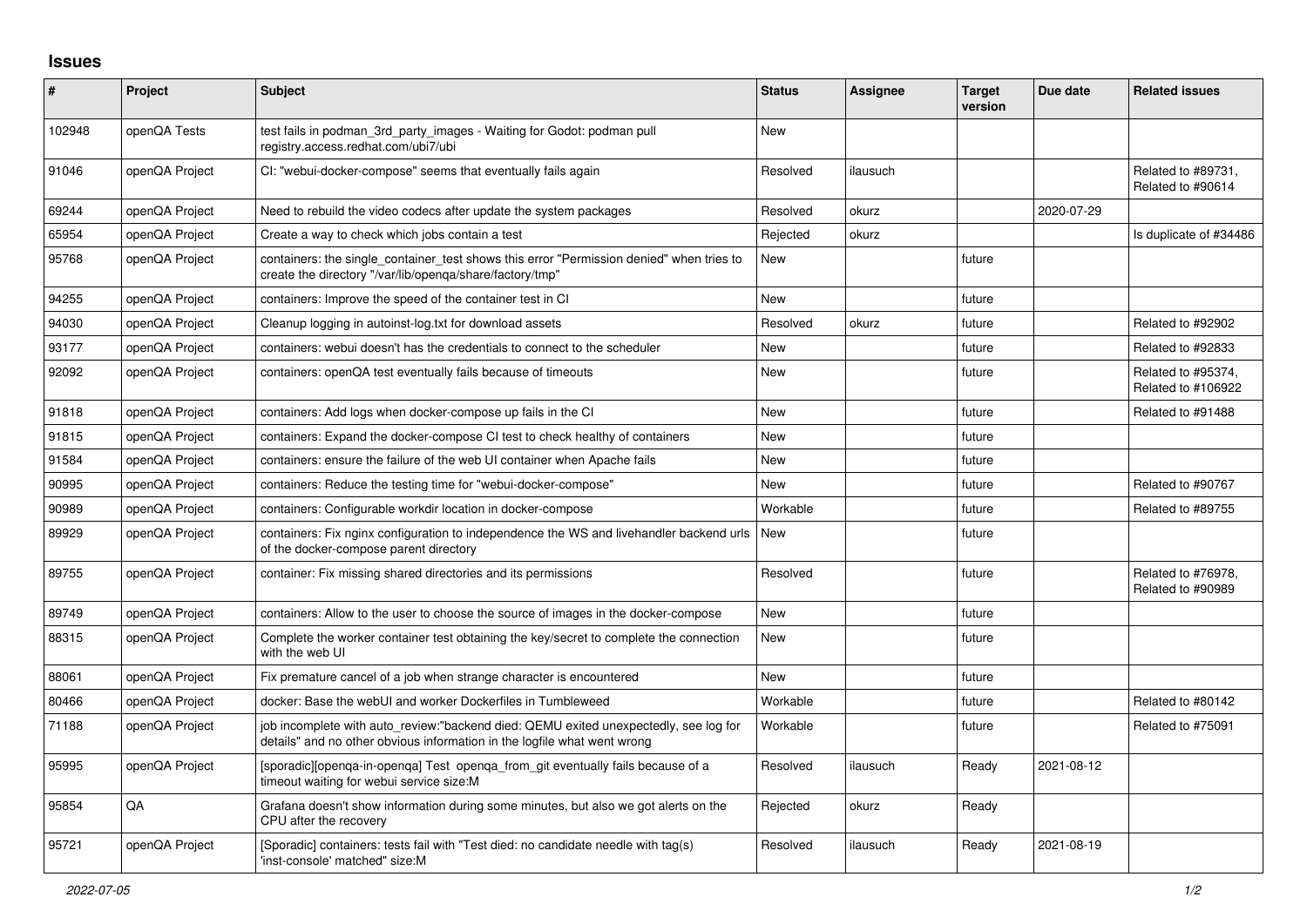# Issues

| # | Project | Subject | Status | Assignee | Target version | Due date | Related issues |
|---|---|---|---|---|---|---|---|
| 102948 | openQA Tests | test fails in podman_3rd_party_images - Waiting for Godot: podman pull registry.access.redhat.com/ubi7/ubi | New | | | | |
| 91046 | openQA Project | CI: "webui-docker-compose" seems that eventually fails again | Resolved | ilausuch | | | Related to #89731, Related to #90614 |
| 69244 | openQA Project | Need to rebuild the video codecs after update the system packages | Resolved | okurz | | 2020-07-29 | |
| 65954 | openQA Project | Create a way to check which jobs contain a test | Rejected | okurz | | | Is duplicate of #34486 |
| 95768 | openQA Project | containers: the single_container_test shows this error "Permission denied" when tries to create the directory "/var/lib/openqa/share/factory/tmp" | New | | future | | |
| 94255 | openQA Project | containers: Improve the speed of the container test in CI | New | | future | | |
| 94030 | openQA Project | Cleanup logging in autoinst-log.txt for download assets | Resolved | okurz | future | | Related to #92902 |
| 93177 | openQA Project | containers: webui doesn't has the credentials to connect to the scheduler | New | | future | | Related to #92833 |
| 92092 | openQA Project | containers: openQA test eventually fails because of timeouts | New | | future | | Related to #95374, Related to #106922 |
| 91818 | openQA Project | containers: Add logs when docker-compose up fails in the CI | New | | future | | Related to #91488 |
| 91815 | openQA Project | containers: Expand the docker-compose CI test to check healthy of containers | New | | future | | |
| 91584 | openQA Project | containers: ensure the failure of the web UI container when Apache fails | New | | future | | |
| 90995 | openQA Project | containers: Reduce the testing time for "webui-docker-compose" | New | | future | | Related to #90767 |
| 90989 | openQA Project | containers: Configurable workdir location in docker-compose | Workable | | future | | Related to #89755 |
| 89929 | openQA Project | containers: Fix nginx configuration to independence the WS and livehandler backend urls of the docker-compose parent directory | New | | future | | |
| 89755 | openQA Project | container: Fix missing shared directories and its permissions | Resolved | | future | | Related to #76978, Related to #90989 |
| 89749 | openQA Project | containers: Allow to the user to choose the source of images in the docker-compose | New | | future | | |
| 88315 | openQA Project | Complete the worker container test obtaining the key/secret to complete the connection with the web UI | New | | future | | |
| 88061 | openQA Project | Fix premature cancel of a job when strange character is encountered | New | | future | | |
| 80466 | openQA Project | docker: Base the webUI and worker Dockerfiles in Tumbleweed | Workable | | future | | Related to #80142 |
| 71188 | openQA Project | job incomplete with auto_review:"backend died: QEMU exited unexpectedly, see log for details" and no other obvious information in the logfile what went wrong | Workable | | future | | Related to #75091 |
| 95995 | openQA Project | [sporadic][openqa-in-openqa] Test openqa_from_git eventually fails because of a timeout waiting for webui service size:M | Resolved | ilausuch | Ready | 2021-08-12 | |
| 95854 | QA | Grafana doesn't show information during some minutes, but also we got alerts on the CPU after the recovery | Rejected | okurz | Ready | | |
| 95721 | openQA Project | [Sporadic] containers: tests fail with "Test died: no candidate needle with tag(s) 'inst-console' matched" size:M | Resolved | ilausuch | Ready | 2021-08-19 | |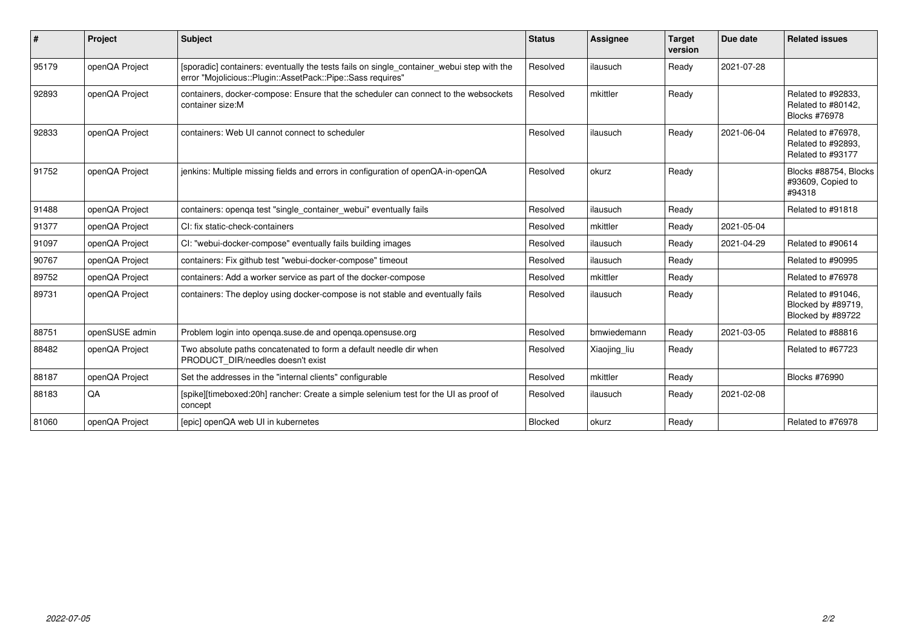| # | Project | Subject | Status | Assignee | Target version | Due date | Related issues |
|---|---|---|---|---|---|---|---|
| 95179 | openQA Project | [sporadic] containers: eventually the tests fails on single_container_webui step with the error "Mojolicious::Plugin::AssetPack::Pipe::Sass requires" | Resolved | ilausuch | Ready | 2021-07-28 | |
| 92893 | openQA Project | containers, docker-compose: Ensure that the scheduler can connect to the websockets container size:M | Resolved | mkittler | Ready | | Related to #92833, Related to #80142, Blocks #76978 |
| 92833 | openQA Project | containers: Web UI cannot connect to scheduler | Resolved | ilausuch | Ready | 2021-06-04 | Related to #76978, Related to #92893, Related to #93177 |
| 91752 | openQA Project | jenkins: Multiple missing fields and errors in configuration of openQA-in-openQA | Resolved | okurz | Ready | | Blocks #88754, Blocks #93609, Copied to #94318 |
| 91488 | openQA Project | containers: openqa test "single_container_webui" eventually fails | Resolved | ilausuch | Ready | | Related to #91818 |
| 91377 | openQA Project | CI: fix static-check-containers | Resolved | mkittler | Ready | 2021-05-04 | |
| 91097 | openQA Project | CI: "webui-docker-compose" eventually fails building images | Resolved | ilausuch | Ready | 2021-04-29 | Related to #90614 |
| 90767 | openQA Project | containers: Fix github test "webui-docker-compose" timeout | Resolved | ilausuch | Ready | | Related to #90995 |
| 89752 | openQA Project | containers: Add a worker service as part of the docker-compose | Resolved | mkittler | Ready | | Related to #76978 |
| 89731 | openQA Project | containers: The deploy using docker-compose is not stable and eventually fails | Resolved | ilausuch | Ready | | Related to #91046, Blocked by #89719, Blocked by #89722 |
| 88751 | openSUSE admin | Problem login into openqa.suse.de and openqa.opensuse.org | Resolved | bmwiedemann | Ready | 2021-03-05 | Related to #88816 |
| 88482 | openQA Project | Two absolute paths concatenated to form a default needle dir when PRODUCT_DIR/needles doesn't exist | Resolved | Xiaojing_liu | Ready | | Related to #67723 |
| 88187 | openQA Project | Set the addresses in the "internal clients" configurable | Resolved | mkittler | Ready | | Blocks #76990 |
| 88183 | QA | [spike][timeboxed:20h] rancher: Create a simple selenium test for the UI as proof of concept | Resolved | ilausuch | Ready | 2021-02-08 | |
| 81060 | openQA Project | [epic] openQA web UI in kubernetes | Blocked | okurz | Ready | | Related to #76978 |